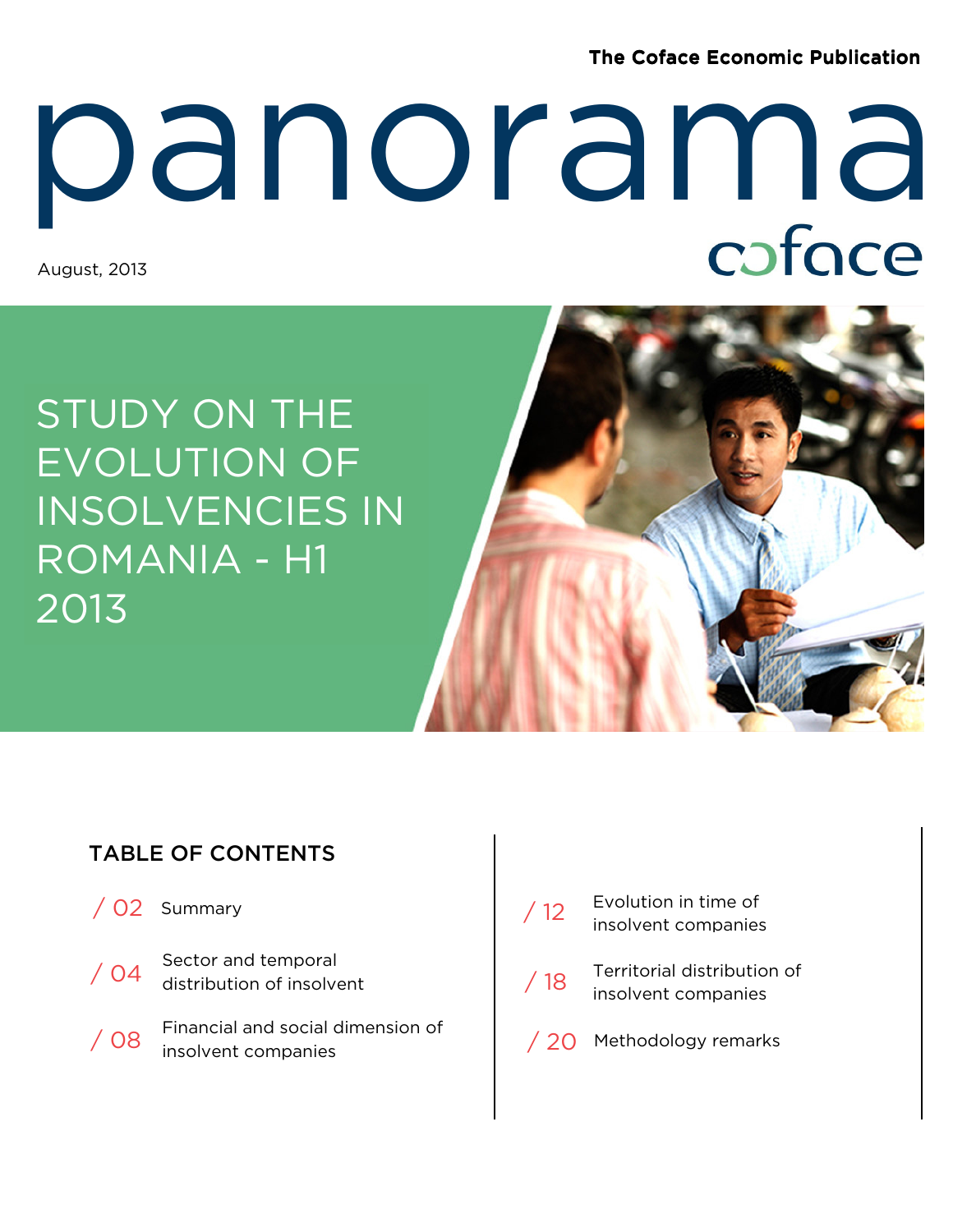The Coface Economic Publication

# panorama

coface

August, 2013

## STUDY ON THE EVOLUTION OF INSOLVENCIES IN ROMANIA - H1 2013

### TABLE OF CONTENTS

/ 02 Summary

/ 04 Sector and temporal distribution of insolvent

/ 08 Financial and social dimension of insolvent companies

/ 12 Evolution in time of insolvent companies

/ 18 Territorial distribution of insolvent companies

/ 20 Methodology remarks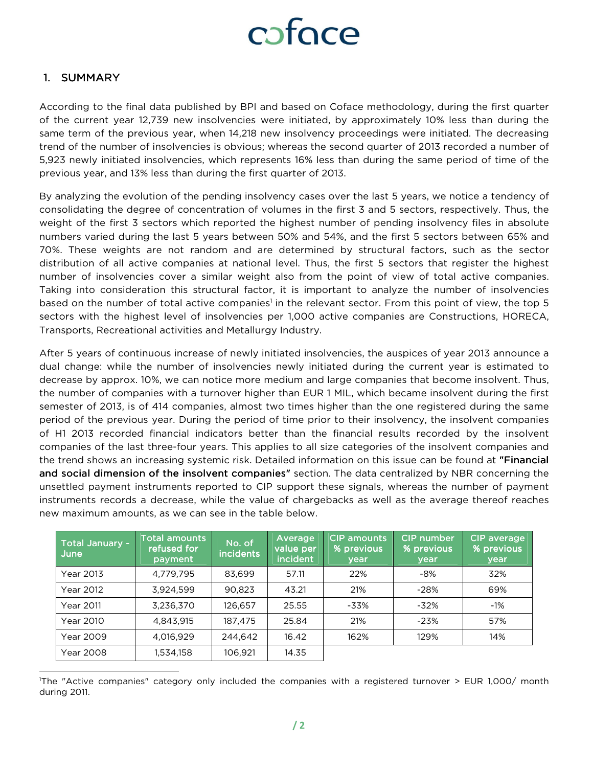## 1. SUMMARY

According to the final data published by BPI and based on Coface methodology, during the first quarter of the current year 12,739 new insolvencies were initiated, by approximately 10% less than during the same term of the previous year, when 14,218 new insolvency proceedings were initiated. The decreasing trend of the number of insolvencies is obvious; whereas the second quarter of 2013 recorded a number of 5,923 newly initiated insolvencies, which represents 16% less than during the same period of time of the previous year, and 13% less than during the first quarter of 2013.

By analyzing the evolution of the pending insolvency cases over the last 5 years, we notice a tendency of consolidating the degree of concentration of volumes in the first 3 and 5 sectors, respectively. Thus, the weight of the first 3 sectors which reported the highest number of pending insolvency files in absolute numbers varied during the last 5 years between 50% and 54%, and the first 5 sectors between 65% and 70%. These weights are not random and are determined by structural factors, such as the sector distribution of all active companies at national level. Thus, the first 5 sectors that register the highest number of insolvencies cover a similar weight also from the point of view of total active companies. Taking into consideration this structural factor, it is important to analyze the number of insolvencies based on the number of total active companies[1] in the relevant sector. From this point of view, the top 5 sectors with the highest level of insolvencies per 1,000 active companies are Constructions, HORECA, Transports, Recreational activities and Metallurgy Industry.

After 5 years of continuous increase of newly initiated insolvencies, the auspices of year 2013 announce a dual change: while the number of insolvencies newly initiated during the current year is estimated to decrease by approx. 10%, we can notice more medium and large companies that become insolvent. Thus, the number of companies with a turnover higher than EUR 1 MIL, which became insolvent during the first semester of 2013, is of 414 companies, almost two times higher than the one registered during the same period of the previous year. During the period of time prior to their insolvency, the insolvent companies of H1 2013 recorded financial indicators better than the financial results recorded by the insolvent companies of the last three-four years. This applies to all size categories of the insolvent companies and the trend shows an increasing systemic risk. Detailed information on this issue can be found at **"Financial and social dimension of the insolvent companies"** section. The data centralized by NBR concerning the unsettled payment instruments reported to CIP support these signals, whereas the number of payment instruments records a decrease, while the value of chargebacks as well as the average thereof reaches new maximum amounts, as we can see in the table below.

| Total January - June | Total amounts refused for payment | No. of incidents | Average value per incident | CIP amounts % previous year | CIP number % previous year | CIP average % previous year |
|---|---|---|---|---|---|---|
| Year 2013 | 4,779,795 | 83,699 | 57.11 | 22% | -8% | 32% |
| Year 2012 | 3,924,599 | 90,823 | 43.21 | 21% | -28% | 69% |
| Year 2011 | 3,236,370 | 126,657 | 25.55 | -33% | -32% | -1% |
| Year 2010 | 4,843,915 | 187,475 | 25.84 | 21% | -23% | 57% |
| Year 2009 | 4,016,929 | 244,642 | 16.42 | 162% | 129% | 14% |
| Year 2008 | 1,534,158 | 106,921 | 14.35 | | | |

[1] The "Active companies" category only included the companies with a registered turnover > EUR 1,000/ month during 2011.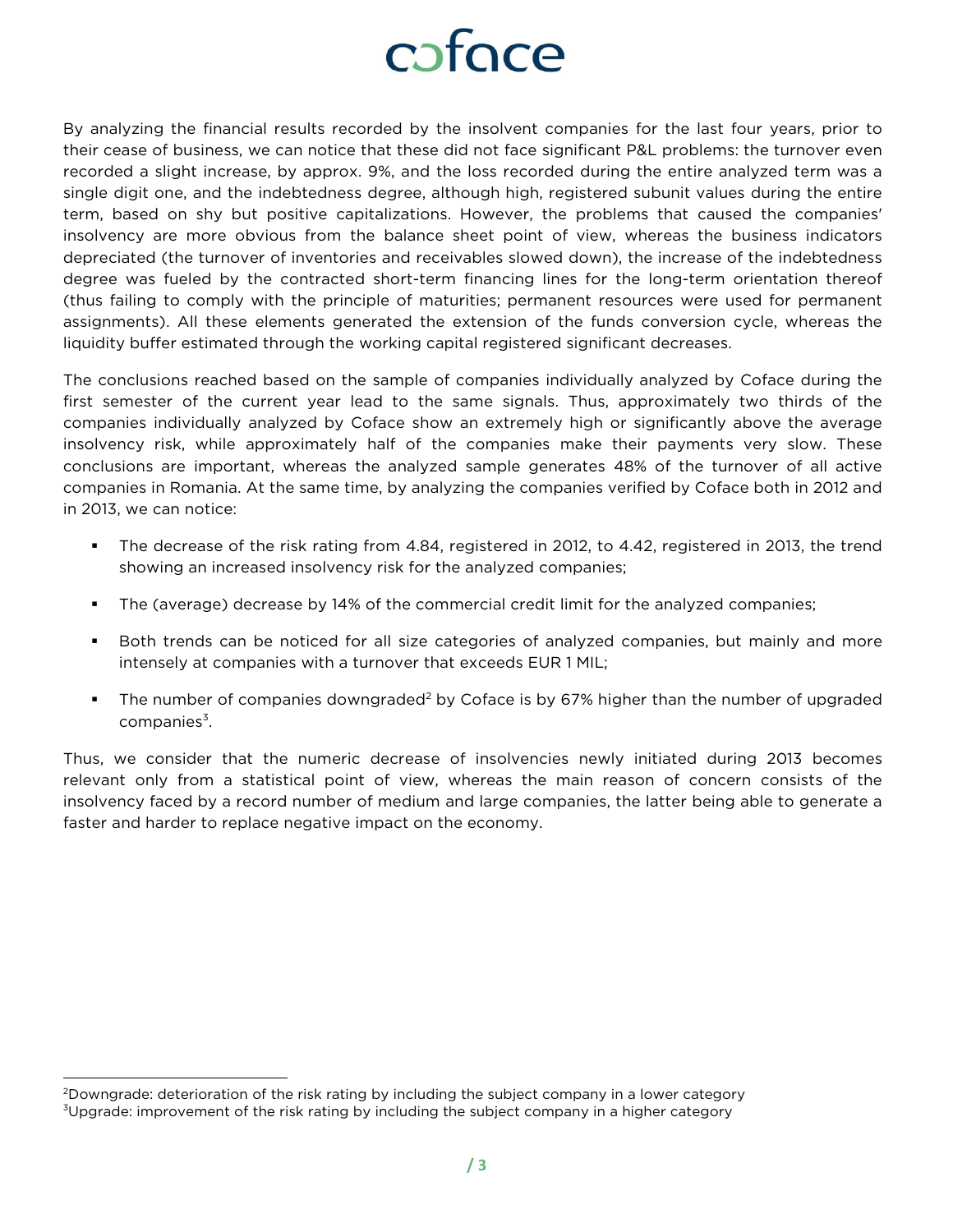By analyzing the financial results recorded by the insolvent companies for the last four years, prior to their cease of business, we can notice that these did not face significant P&L problems: the turnover even recorded a slight increase, by approx. 9%, and the loss recorded during the entire analyzed term was a single digit one, and the indebtedness degree, although high, registered subunit values during the entire term, based on shy but positive capitalizations. However, the problems that caused the companies' insolvency are more obvious from the balance sheet point of view, whereas the business indicators depreciated (the turnover of inventories and receivables slowed down), the increase of the indebtedness degree was fueled by the contracted short-term financing lines for the long-term orientation thereof (thus failing to comply with the principle of maturities; permanent resources were used for permanent assignments). All these elements generated the extension of the funds conversion cycle, whereas the liquidity buffer estimated through the working capital registered significant decreases.

The conclusions reached based on the sample of companies individually analyzed by Coface during the first semester of the current year lead to the same signals. Thus, approximately two thirds of the companies individually analyzed by Coface show an extremely high or significantly above the average insolvency risk, while approximately half of the companies make their payments very slow. These conclusions are important, whereas the analyzed sample generates 48% of the turnover of all active companies in Romania. At the same time, by analyzing the companies verified by Coface both in 2012 and in 2013, we can notice:

- The decrease of the risk rating from 4.84, registered in 2012, to 4.42, registered in 2013, the trend showing an increased insolvency risk for the analyzed companies;
- The (average) decrease by 14% of the commercial credit limit for the analyzed companies;
- Both trends can be noticed for all size categories of analyzed companies, but mainly and more intensely at companies with a turnover that exceeds EUR 1 MIL;
- The number of companies downgraded[2] by Coface is by 67% higher than the number of upgraded companies[3].

Thus, we consider that the numeric decrease of insolvencies newly initiated during 2013 becomes relevant only from a statistical point of view, whereas the main reason of concern consists of the insolvency faced by a record number of medium and large companies, the latter being able to generate a faster and harder to replace negative impact on the economy.

[2]Downgrade: deterioration of the risk rating by including the subject company in a lower category
[3]Upgrade: improvement of the risk rating by including the subject company in a higher category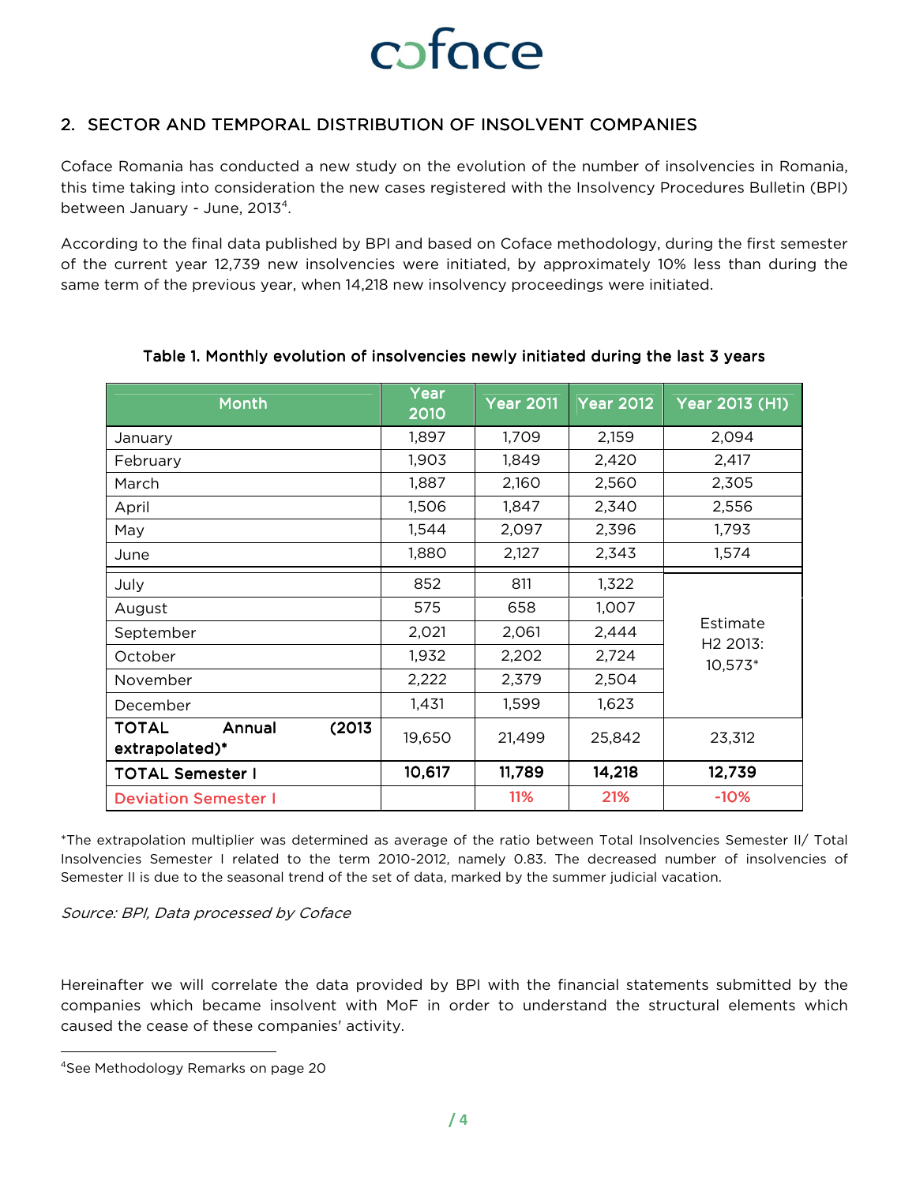## 2. SECTOR AND TEMPORAL DISTRIBUTION OF INSOLVENT COMPANIES

Coface Romania has conducted a new study on the evolution of the number of insolvencies in Romania, this time taking into consideration the new cases registered with the Insolvency Procedures Bulletin (BPI) between January - June, 2013[4].

According to the final data published by BPI and based on Coface methodology, during the first semester of the current year 12,739 new insolvencies were initiated, by approximately 10% less than during the same term of the previous year, when 14,218 new insolvency proceedings were initiated.

**Table 1. Monthly evolution of insolvencies newly initiated during the last 3 years**

| Month | Year 2010 | Year 2011 | Year 2012 | Year 2013 (H1) |
|---|---|---|---|---|
| January | 1,897 | 1,709 | 2,159 | 2,094 |
| February | 1,903 | 1,849 | 2,420 | 2,417 |
| March | 1,887 | 2,160 | 2,560 | 2,305 |
| April | 1,506 | 1,847 | 2,340 | 2,556 |
| May | 1,544 | 2,097 | 2,396 | 1,793 |
| June | 1,880 | 2,127 | 2,343 | 1,574 |
| July | 852 | 811 | 1,322 | Estimate H2 2013: 10,573* |
| August | 575 | 658 | 1,007 | |
| September | 2,021 | 2,061 | 2,444 | |
| October | 1,932 | 2,202 | 2,724 | |
| November | 2,222 | 2,379 | 2,504 | |
| December | 1,431 | 1,599 | 1,623 | |
| **TOTAL Annual (2013 extrapolated)*** | 19,650 | 21,499 | 25,842 | 23,312 |
| **TOTAL Semester I** | **10,617** | **11,789** | **14,218** | **12,739** |
| Deviation Semester I | | 11% | 21% | -10% |

*The extrapolation multiplier was determined as average of the ratio between Total Insolvencies Semester II/ Total Insolvencies Semester I related to the term 2010-2012, namely 0.83. The decreased number of insolvencies of Semester II is due to the seasonal trend of the set of data, marked by the summer judicial vacation.

*Source: BPI, Data processed by Coface*

Hereinafter we will correlate the data provided by BPI with the financial statements submitted by the companies which became insolvent with MoF in order to understand the structural elements which caused the cease of these companies' activity.

[4] See Methodology Remarks on page 20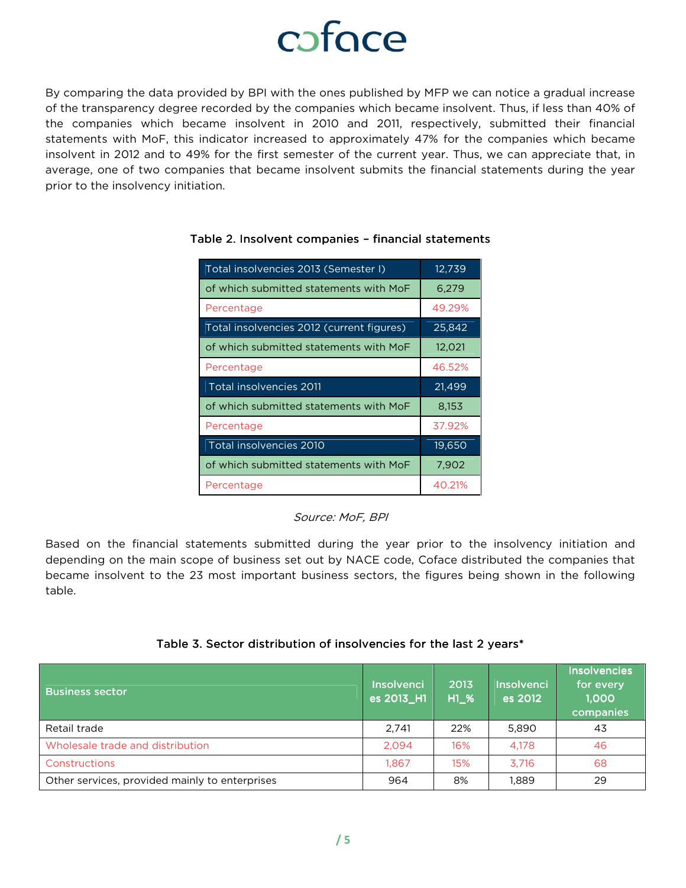By comparing the data provided by BPI with the ones published by MFP we can notice a gradual increase of the transparency degree recorded by the companies which became insolvent. Thus, if less than 40% of the companies which became insolvent in 2010 and 2011, respectively, submitted their financial statements with MoF, this indicator increased to approximately 47% for the companies which became insolvent in 2012 and to 49% for the first semester of the current year. Thus, we can appreciate that, in average, one of two companies that became insolvent submits the financial statements during the year prior to the insolvency initiation.

**Table 2. Insolvent companies – financial statements**

| Total insolvencies 2013 (Semester I) | 12,739 |
|---|---|
| of which submitted statements with MoF | 6,279 |
| Percentage | 49.29% |
| Total insolvencies 2012 (current figures) | 25,842 |
| of which submitted statements with MoF | 12,021 |
| Percentage | 46.52% |
| Total insolvencies 2011 | 21,499 |
| of which submitted statements with MoF | 8,153 |
| Percentage | 37.92% |
| Total insolvencies 2010 | 19,650 |
| of which submitted statements with MoF | 7,902 |
| Percentage | 40.21% |

*Source: MoF, BPI*

Based on the financial statements submitted during the year prior to the insolvency initiation and depending on the main scope of business set out by NACE code, Coface distributed the companies that became insolvent to the 23 most important business sectors, the figures being shown in the following table.

**Table 3. Sector distribution of insolvencies for the last 2 years***

| Business sector | Insolvencies 2013_H1 | 2013 H1_% | Insolvencies 2012 | Insolvencies for every 1,000 companies |
|---|---|---|---|---|
| Retail trade | 2,741 | 22% | 5,890 | 43 |
| Wholesale trade and distribution | 2,094 | 16% | 4,178 | 46 |
| Constructions | 1,867 | 15% | 3,716 | 68 |
| Other services, provided mainly to enterprises | 964 | 8% | 1,889 | 29 |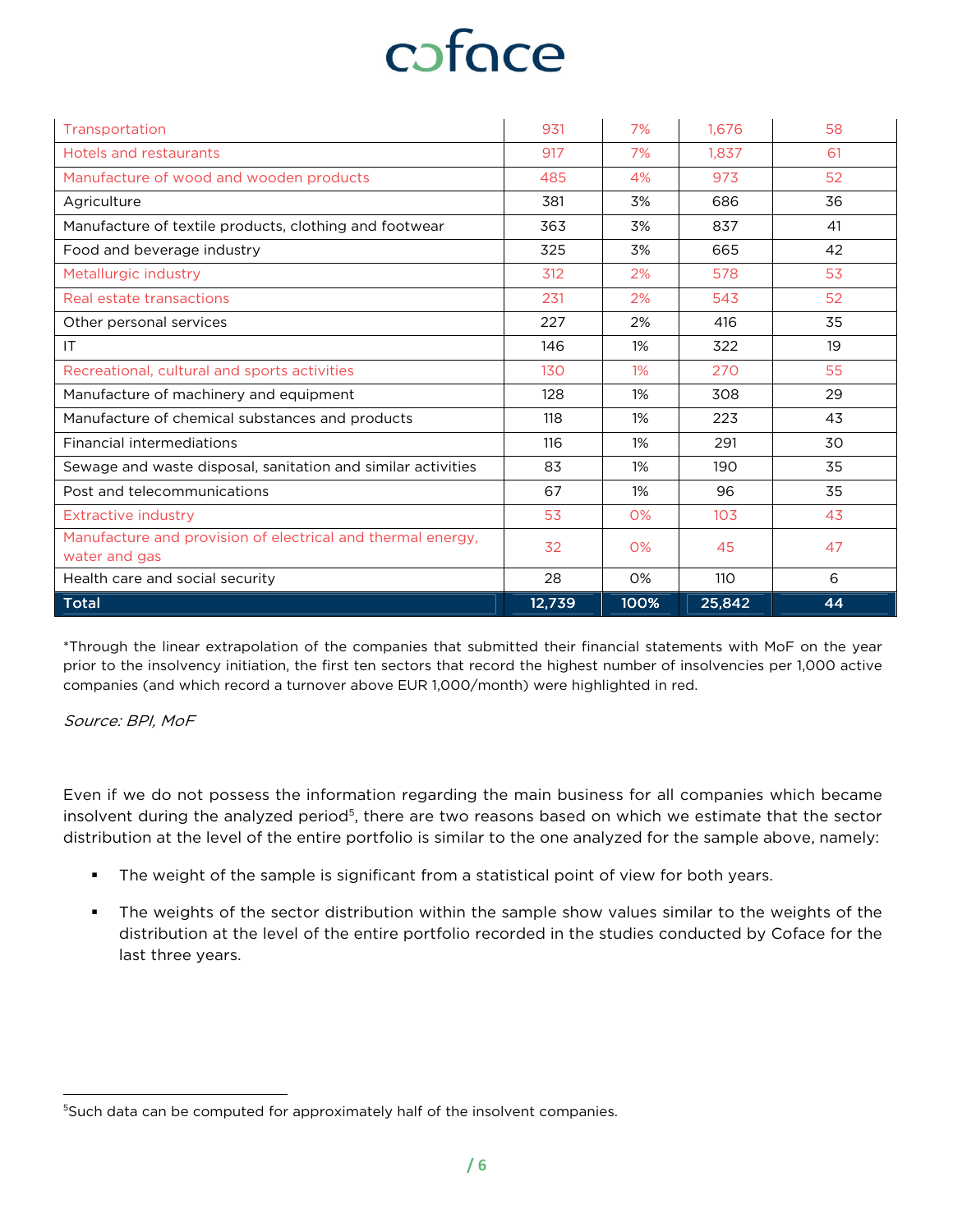| | | | | |
|---|---|---|---|---|
| Transportation | 931 | 7% | 1,676 | 58 |
| Hotels and restaurants | 917 | 7% | 1,837 | 61 |
| Manufacture of wood and wooden products | 485 | 4% | 973 | 52 |
| Agriculture | 381 | 3% | 686 | 36 |
| Manufacture of textile products, clothing and footwear | 363 | 3% | 837 | 41 |
| Food and beverage industry | 325 | 3% | 665 | 42 |
| Metallurgic industry | 312 | 2% | 578 | 53 |
| Real estate transactions | 231 | 2% | 543 | 52 |
| Other personal services | 227 | 2% | 416 | 35 |
| IT | 146 | 1% | 322 | 19 |
| Recreational, cultural and sports activities | 130 | 1% | 270 | 55 |
| Manufacture of machinery and equipment | 128 | 1% | 308 | 29 |
| Manufacture of chemical substances and products | 118 | 1% | 223 | 43 |
| Financial intermediations | 116 | 1% | 291 | 30 |
| Sewage and waste disposal, sanitation and similar activities | 83 | 1% | 190 | 35 |
| Post and telecommunications | 67 | 1% | 96 | 35 |
| Extractive industry | 53 | 0% | 103 | 43 |
| Manufacture and provision of electrical and thermal energy, water and gas | 32 | 0% | 45 | 47 |
| Health care and social security | 28 | 0% | 110 | 6 |
| **Total** | **12,739** | **100%** | **25,842** | **44** |

*Through the linear extrapolation of the companies that submitted their financial statements with MoF on the year prior to the insolvency initiation, the first ten sectors that record the highest number of insolvencies per 1,000 active companies (and which record a turnover above EUR 1,000/month) were highlighted in red.

*Source: BPI, MoF*

Even if we do not possess the information regarding the main business for all companies which became insolvent during the analyzed period[5], there are two reasons based on which we estimate that the sector distribution at the level of the entire portfolio is similar to the one analyzed for the sample above, namely:

- The weight of the sample is significant from a statistical point of view for both years.
- The weights of the sector distribution within the sample show values similar to the weights of the distribution at the level of the entire portfolio recorded in the studies conducted by Coface for the last three years.

[5]Such data can be computed for approximately half of the insolvent companies.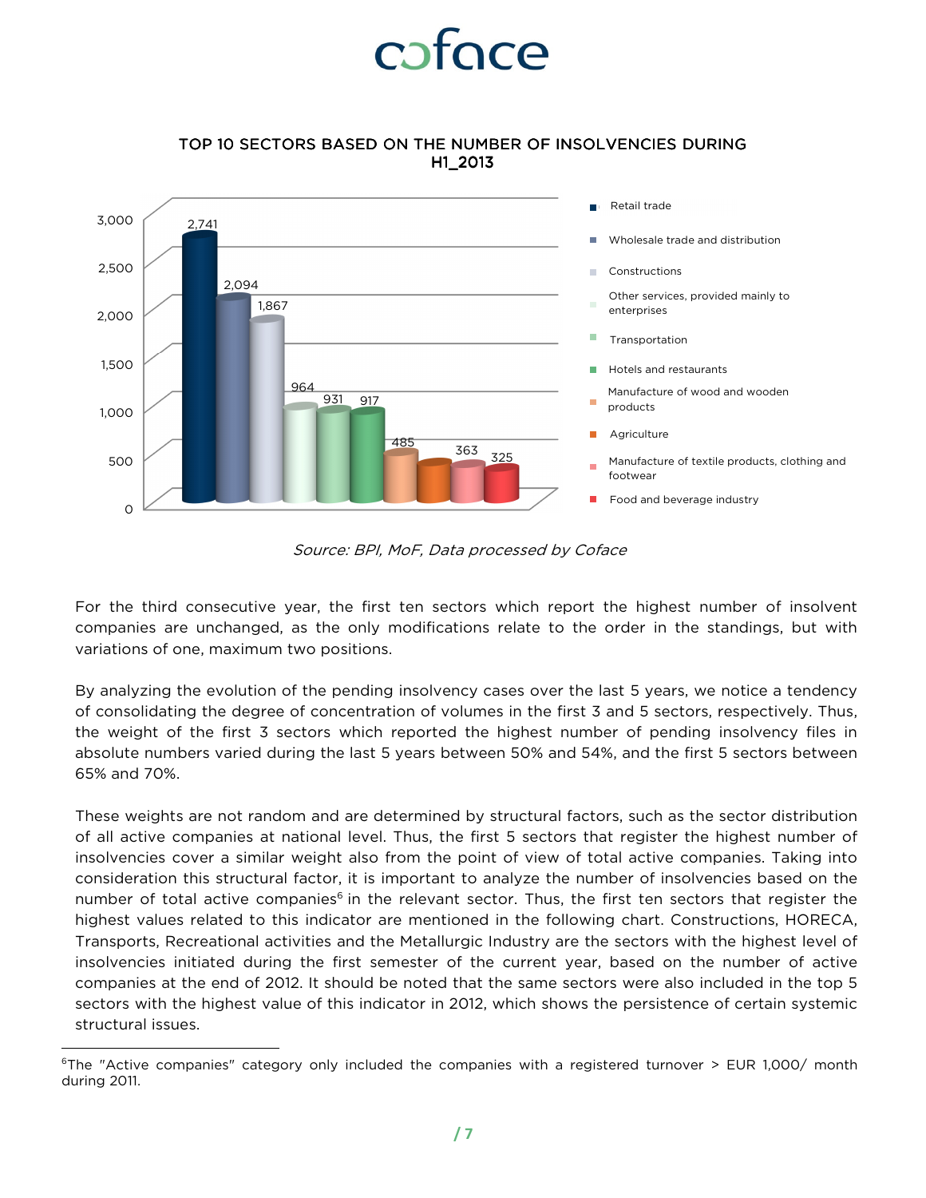## TOP 10 SECTORS BASED ON THE NUMBER OF INSOLVENCIES DURING H1_2013

| Sector | Number of insolvencies |
|---|---|
| Retail trade | 2,741 |
| Wholesale trade and distribution | 2,094 |
| Constructions | 1,867 |
| Other services, provided mainly to enterprises | 964 |
| Transportation | 931 |
| Hotels and restaurants | 917 |
| Manufacture of wood and wooden products | 485 |
| Agriculture | |
| Manufacture of textile products, clothing and footwear | 363 |
| Food and beverage industry | 325 |

*Source: BPI, MoF, Data processed by Coface*

For the third consecutive year, the first ten sectors which report the highest number of insolvent companies are unchanged, as the only modifications relate to the order in the standings, but with variations of one, maximum two positions.

By analyzing the evolution of the pending insolvency cases over the last 5 years, we notice a tendency of consolidating the degree of concentration of volumes in the first 3 and 5 sectors, respectively. Thus, the weight of the first 3 sectors which reported the highest number of pending insolvency files in absolute numbers varied during the last 5 years between 50% and 54%, and the first 5 sectors between 65% and 70%.

These weights are not random and are determined by structural factors, such as the sector distribution of all active companies at national level. Thus, the first 5 sectors that register the highest number of insolvencies cover a similar weight also from the point of view of total active companies. Taking into consideration this structural factor, it is important to analyze the number of insolvencies based on the number of total active companies[6] in the relevant sector. Thus, the first ten sectors that register the highest values related to this indicator are mentioned in the following chart. Constructions, HORECA, Transports, Recreational activities and the Metallurgic Industry are the sectors with the highest level of insolvencies initiated during the first semester of the current year, based on the number of active companies at the end of 2012. It should be noted that the same sectors were also included in the top 5 sectors with the highest value of this indicator in 2012, which shows the persistence of certain systemic structural issues.

[6] The "Active companies" category only included the companies with a registered turnover > EUR 1,000/ month during 2011.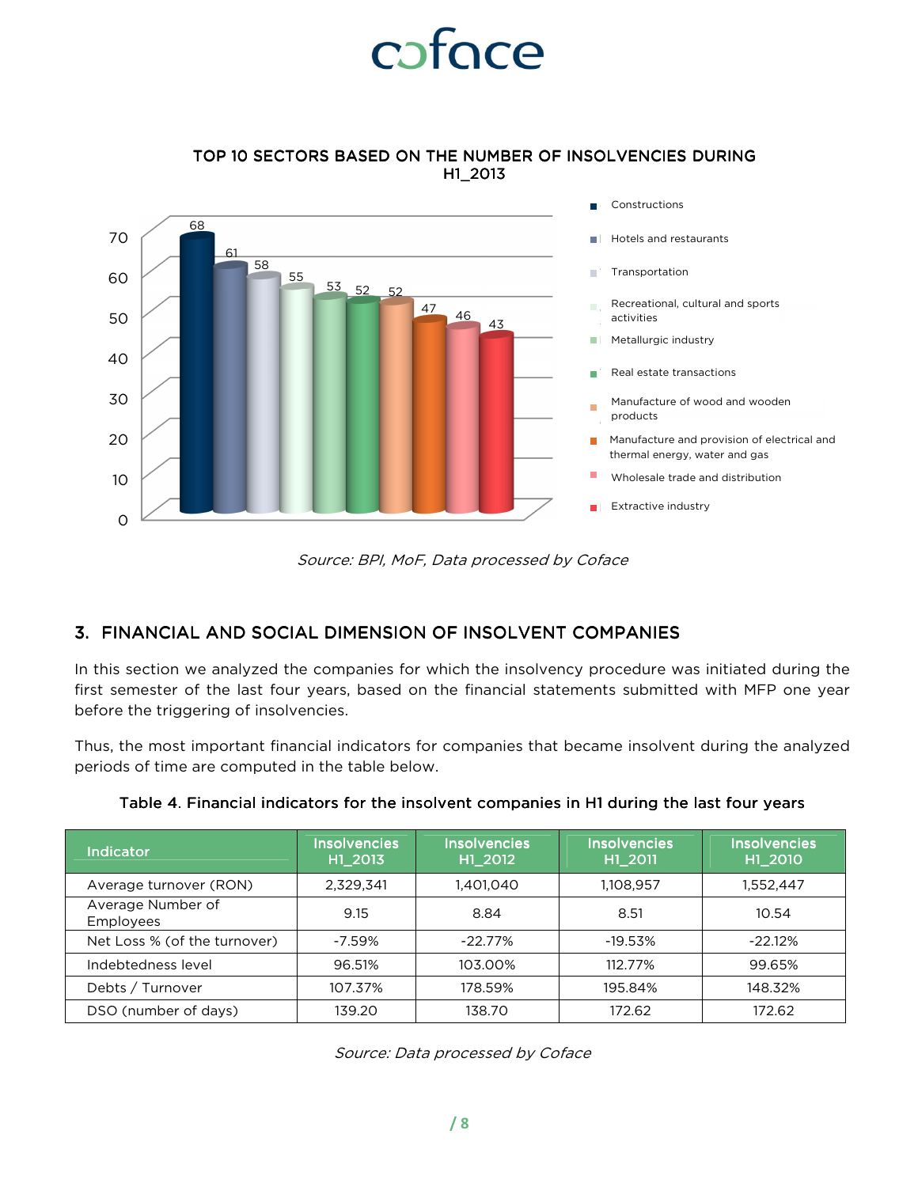**TOP 10 SECTORS BASED ON THE NUMBER OF INSOLVENCIES DURING H1_2013**

| Sector | Number of insolvencies |
|---|---|
| Constructions | 68 |
| Hotels and restaurants | 61 |
| Transportation | 58 |
| Recreational, cultural and sports activities | 55 |
| Metallurgic industry | 53 |
| Real estate transactions | 52 |
| Manufacture of wood and wooden products | 52 |
| Manufacture and provision of electrical and thermal energy, water and gas | 47 |
| Wholesale trade and distribution | 46 |
| Extractive industry | 43 |

*Source: BPI, MoF, Data processed by Coface*

## 3. FINANCIAL AND SOCIAL DIMENSION OF INSOLVENT COMPANIES

In this section we analyzed the companies for which the insolvency procedure was initiated during the first semester of the last four years, based on the financial statements submitted with MFP one year before the triggering of insolvencies.

Thus, the most important financial indicators for companies that became insolvent during the analyzed periods of time are computed in the table below.

**Table 4. Financial indicators for the insolvent companies in H1 during the last four years**

| Indicator | Insolvencies H1_2013 | Insolvencies H1_2012 | Insolvencies H1_2011 | Insolvencies H1_2010 |
|---|---|---|---|---|
| Average turnover (RON) | 2,329,341 | 1,401,040 | 1,108,957 | 1,552,447 |
| Average Number of Employees | 9.15 | 8.84 | 8.51 | 10.54 |
| Net Loss % (of the turnover) | -7.59% | -22.77% | -19.53% | -22.12% |
| Indebtedness level | 96.51% | 103.00% | 112.77% | 99.65% |
| Debts / Turnover | 107.37% | 178.59% | 195.84% | 148.32% |
| DSO (number of days) | 139.20 | 138.70 | 172.62 | 172.62 |

*Source: Data processed by Coface*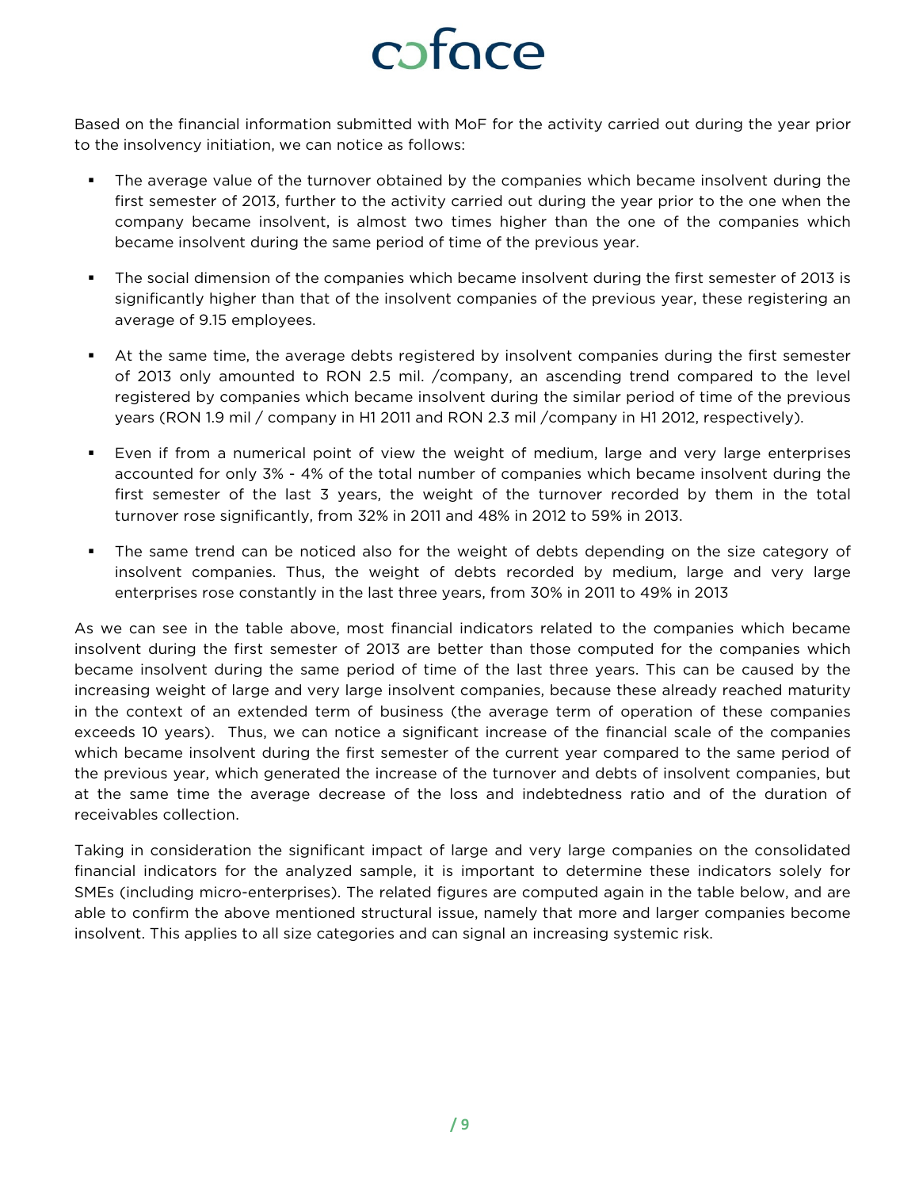Based on the financial information submitted with MoF for the activity carried out during the year prior to the insolvency initiation, we can notice as follows:

- The average value of the turnover obtained by the companies which became insolvent during the first semester of 2013, further to the activity carried out during the year prior to the one when the company became insolvent, is almost two times higher than the one of the companies which became insolvent during the same period of time of the previous year.
- The social dimension of the companies which became insolvent during the first semester of 2013 is significantly higher than that of the insolvent companies of the previous year, these registering an average of 9.15 employees.
- At the same time, the average debts registered by insolvent companies during the first semester of 2013 only amounted to RON 2.5 mil. /company, an ascending trend compared to the level registered by companies which became insolvent during the similar period of time of the previous years (RON 1.9 mil / company in H1 2011 and RON 2.3 mil /company in H1 2012, respectively).
- Even if from a numerical point of view the weight of medium, large and very large enterprises accounted for only 3% - 4% of the total number of companies which became insolvent during the first semester of the last 3 years, the weight of the turnover recorded by them in the total turnover rose significantly, from 32% in 2011 and 48% in 2012 to 59% in 2013.
- The same trend can be noticed also for the weight of debts depending on the size category of insolvent companies. Thus, the weight of debts recorded by medium, large and very large enterprises rose constantly in the last three years, from 30% in 2011 to 49% in 2013

As we can see in the table above, most financial indicators related to the companies which became insolvent during the first semester of 2013 are better than those computed for the companies which became insolvent during the same period of time of the last three years. This can be caused by the increasing weight of large and very large insolvent companies, because these already reached maturity in the context of an extended term of business (the average term of operation of these companies exceeds 10 years). Thus, we can notice a significant increase of the financial scale of the companies which became insolvent during the first semester of the current year compared to the same period of the previous year, which generated the increase of the turnover and debts of insolvent companies, but at the same time the average decrease of the loss and indebtedness ratio and of the duration of receivables collection.

Taking in consideration the significant impact of large and very large companies on the consolidated financial indicators for the analyzed sample, it is important to determine these indicators solely for SMEs (including micro-enterprises). The related figures are computed again in the table below, and are able to confirm the above mentioned structural issue, namely that more and larger companies become insolvent. This applies to all size categories and can signal an increasing systemic risk.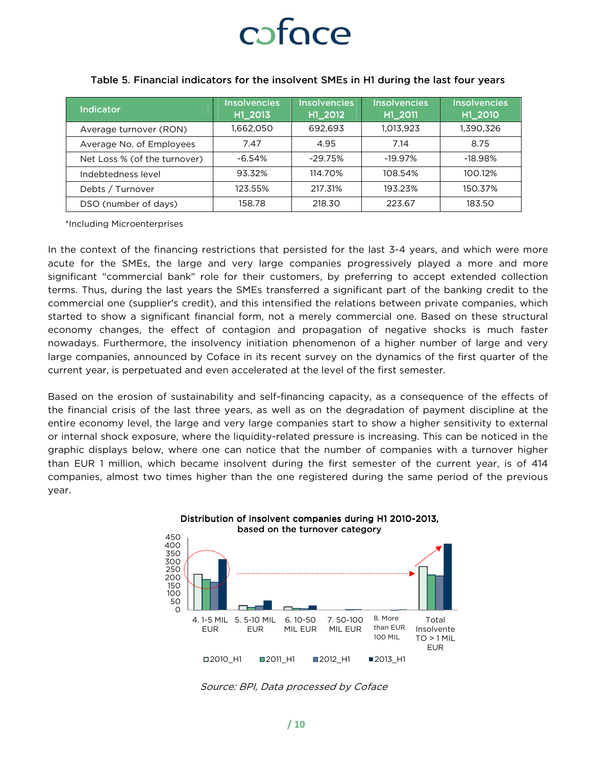Table 5. Financial indicators for the insolvent SMEs in H1 during the last four years

| Indicator | Insolvencies H1_2013 | Insolvencies H1_2012 | Insolvencies H1_2011 | Insolvencies H1_2010 |
|---|---|---|---|---|
| Average turnover (RON) | 1,662,050 | 692,693 | 1,013,923 | 1,390,326 |
| Average No. of Employees | 7.47 | 4.95 | 7.14 | 8.75 |
| Net Loss % (of the turnover) | -6.54% | -29.75% | -19.97% | -18.98% |
| Indebtedness level | 93.32% | 114.70% | 108.54% | 100.12% |
| Debts / Turnover | 123.55% | 217.31% | 193.23% | 150.37% |
| DSO (number of days) | 158.78 | 218.30 | 223.67 | 183.50 |

*Including Microenterprises

In the context of the financing restrictions that persisted for the last 3-4 years, and which were more acute for the SMEs, the large and very large companies progressively played a more and more significant "commercial bank" role for their customers, by preferring to accept extended collection terms. Thus, during the last years the SMEs transferred a significant part of the banking credit to the commercial one (supplier's credit), and this intensified the relations between private companies, which started to show a significant financial form, not a merely commercial one. Based on these structural economy changes, the effect of contagion and propagation of negative shocks is much faster nowadays. Furthermore, the insolvency initiation phenomenon of a higher number of large and very large companies, announced by Coface in its recent survey on the dynamics of the first quarter of the current year, is perpetuated and even accelerated at the level of the first semester.

Based on the erosion of sustainability and self-financing capacity, as a consequence of the effects of the financial crisis of the last three years, as well as on the degradation of payment discipline at the entire economy level, the large and very large companies start to show a higher sensitivity to external or internal shock exposure, where the liquidity-related pressure is increasing. This can be noticed in the graphic displays below, where one can notice that the number of companies with a turnover higher than EUR 1 million, which became insolvent during the first semester of the current year, is of 414 companies, almost two times higher than the one registered during the same period of the previous year.

Distribution of insolvent companies during H1 2010-2013, based on the turnover category

Source: BPI, Data processed by Coface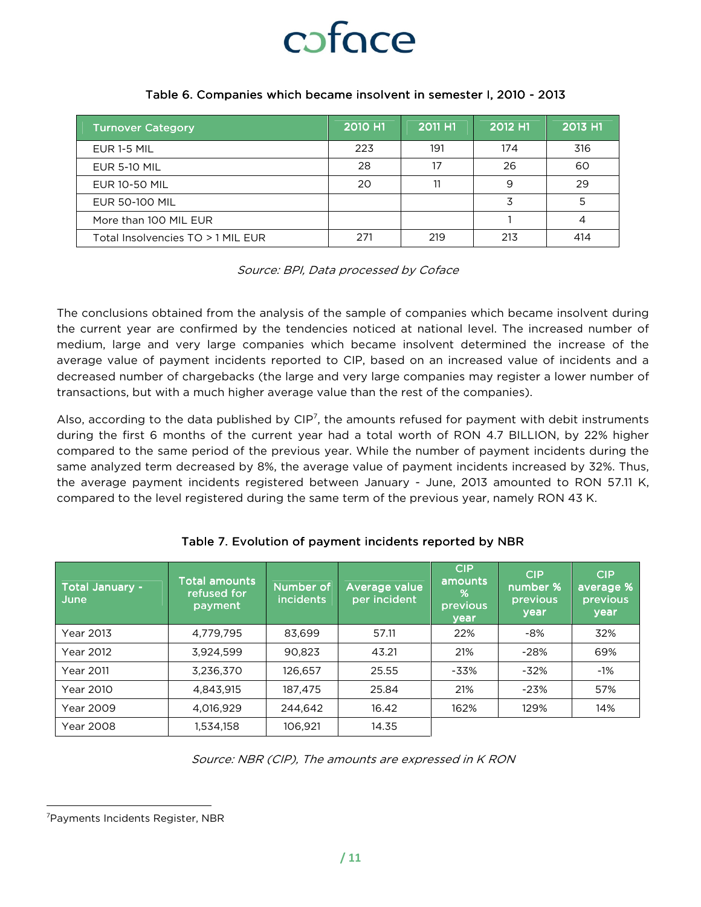Table 6. Companies which became insolvent in semester I, 2010 - 2013

| Turnover Category | 2010 H1 | 2011 H1 | 2012 H1 | 2013 H1 |
|---|---|---|---|---|
| EUR 1-5 MIL | 223 | 191 | 174 | 316 |
| EUR 5-10 MIL | 28 | 17 | 26 | 60 |
| EUR 10-50 MIL | 20 | 11 | 9 | 29 |
| EUR 50-100 MIL | | | 3 | 5 |
| More than 100 MIL EUR | | | 1 | 4 |
| Total Insolvencies TO > 1 MIL EUR | 271 | 219 | 213 | 414 |

*Source: BPI, Data processed by Coface*

The conclusions obtained from the analysis of the sample of companies which became insolvent during the current year are confirmed by the tendencies noticed at national level. The increased number of medium, large and very large companies which became insolvent determined the increase of the average value of payment incidents reported to CIP, based on an increased value of incidents and a decreased number of chargebacks (the large and very large companies may register a lower number of transactions, but with a much higher average value than the rest of the companies).

Also, according to the data published by CIP[7], the amounts refused for payment with debit instruments during the first 6 months of the current year had a total worth of RON 4.7 BILLION, by 22% higher compared to the same period of the previous year. While the number of payment incidents during the same analyzed term decreased by 8%, the average value of payment incidents increased by 32%. Thus, the average payment incidents registered between January - June, 2013 amounted to RON 57.11 K, compared to the level registered during the same term of the previous year, namely RON 43 K.

Table 7. Evolution of payment incidents reported by NBR

| Total January - June | Total amounts refused for payment | Number of incidents | Average value per incident | CIP amounts % previous year | CIP number % previous year | CIP average % previous year |
|---|---|---|---|---|---|---|
| Year 2013 | 4,779,795 | 83,699 | 57.11 | 22% | -8% | 32% |
| Year 2012 | 3,924,599 | 90,823 | 43.21 | 21% | -28% | 69% |
| Year 2011 | 3,236,370 | 126,657 | 25.55 | -33% | -32% | -1% |
| Year 2010 | 4,843,915 | 187,475 | 25.84 | 21% | -23% | 57% |
| Year 2009 | 4,016,929 | 244,642 | 16.42 | 162% | 129% | 14% |
| Year 2008 | 1,534,158 | 106,921 | 14.35 | | | |

*Source: NBR (CIP), The amounts are expressed in K RON*

[7]Payments Incidents Register, NBR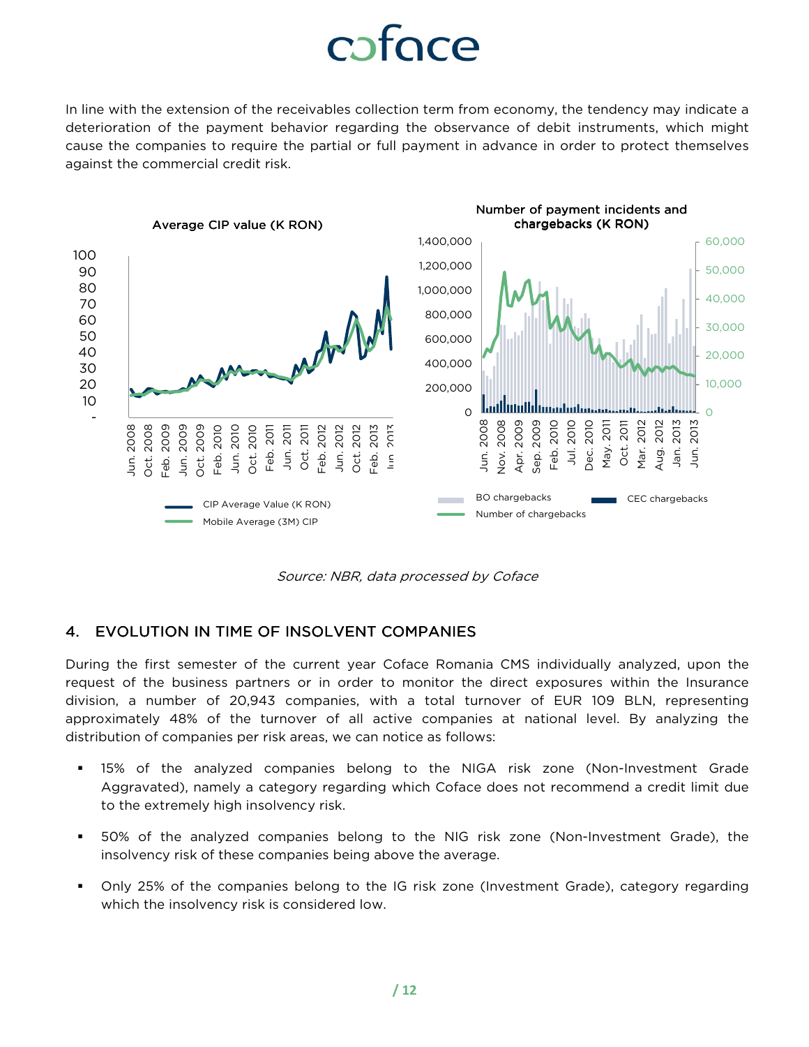In line with the extension of the receivables collection term from economy, the tendency may indicate a deterioration of the payment behavior regarding the observance of debit instruments, which might cause the companies to require the partial or full payment in advance in order to protect themselves against the commercial credit risk.

Source: NBR, data processed by Coface

## 4. EVOLUTION IN TIME OF INSOLVENT COMPANIES

During the first semester of the current year Coface Romania CMS individually analyzed, upon the request of the business partners or in order to monitor the direct exposures within the Insurance division, a number of 20,943 companies, with a total turnover of EUR 109 BLN, representing approximately 48% of the turnover of all active companies at national level. By analyzing the distribution of companies per risk areas, we can notice as follows:

- 15% of the analyzed companies belong to the NIGA risk zone (Non-Investment Grade Aggravated), namely a category regarding which Coface does not recommend a credit limit due to the extremely high insolvency risk.
- 50% of the analyzed companies belong to the NIG risk zone (Non-Investment Grade), the insolvency risk of these companies being above the average.
- Only 25% of the companies belong to the IG risk zone (Investment Grade), category regarding which the insolvency risk is considered low.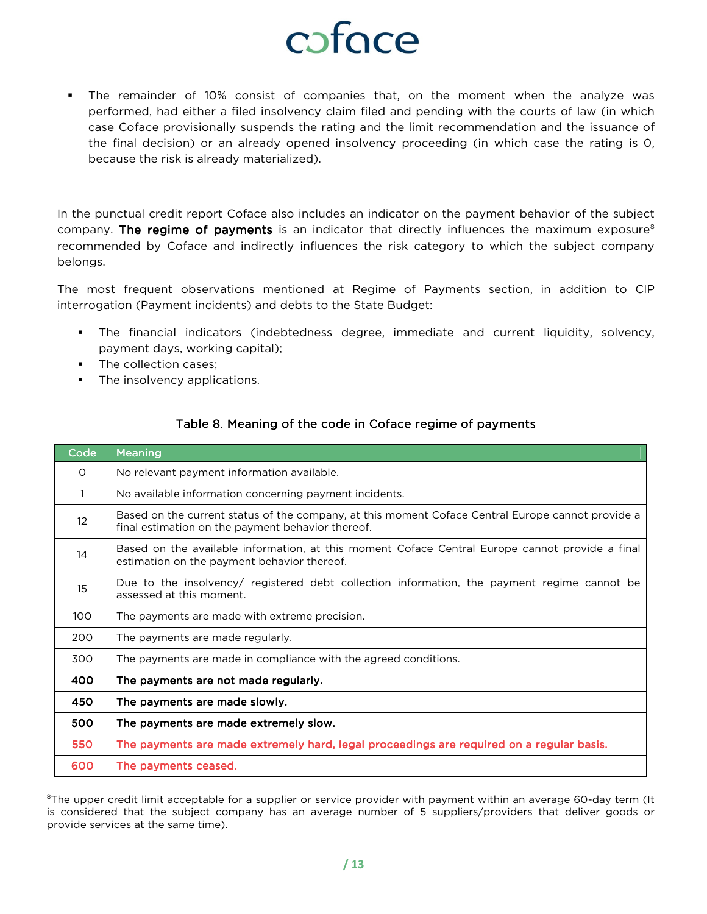- The remainder of 10% consist of companies that, on the moment when the analyze was performed, had either a filed insolvency claim filed and pending with the courts of law (in which case Coface provisionally suspends the rating and the limit recommendation and the issuance of the final decision) or an already opened insolvency proceeding (in which case the rating is 0, because the risk is already materialized).

In the punctual credit report Coface also includes an indicator on the payment behavior of the subject company. **The regime of payments** is an indicator that directly influences the maximum exposure[8] recommended by Coface and indirectly influences the risk category to which the subject company belongs.

The most frequent observations mentioned at Regime of Payments section, in addition to CIP interrogation (Payment incidents) and debts to the State Budget:

- The financial indicators (indebtedness degree, immediate and current liquidity, solvency, payment days, working capital);
- The collection cases;
- The insolvency applications.

Table 8. Meaning of the code in Coface regime of payments

| Code | Meaning |
|---|---|
| 0 | No relevant payment information available. |
| 1 | No available information concerning payment incidents. |
| 12 | Based on the current status of the company, at this moment Coface Central Europe cannot provide a final estimation on the payment behavior thereof. |
| 14 | Based on the available information, at this moment Coface Central Europe cannot provide a final estimation on the payment behavior thereof. |
| 15 | Due to the insolvency/ registered debt collection information, the payment regime cannot be assessed at this moment. |
| 100 | The payments are made with extreme precision. |
| 200 | The payments are made regularly. |
| 300 | The payments are made in compliance with the agreed conditions. |
| **400** | **The payments are not made regularly.** |
| **450** | **The payments are made slowly.** |
| **500** | **The payments are made extremely slow.** |
| **550** | **The payments are made extremely hard, legal proceedings are required on a regular basis.** |
| **600** | **The payments ceased.** |

[8]The upper credit limit acceptable for a supplier or service provider with payment within an average 60-day term (It is considered that the subject company has an average number of 5 suppliers/providers that deliver goods or provide services at the same time).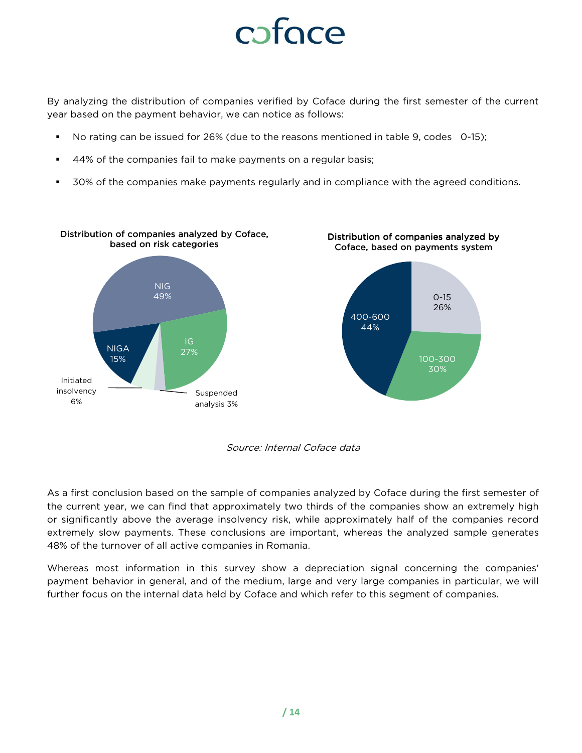By analyzing the distribution of companies verified by Coface during the first semester of the current year based on the payment behavior, we can notice as follows:

- No rating can be issued for 26% (due to the reasons mentioned in table 9, codes 0-15);
- 44% of the companies fail to make payments on a regular basis;
- 30% of the companies make payments regularly and in compliance with the agreed conditions.

**Distribution of companies analyzed by Coface, based on risk categories**

| Category | Share |
| --- | --- |
| NIG | 49% |
| IG | 27% |
| NIGA | 15% |
| Initiated insolvency | 6% |
| Suspended analysis | 3% |

**Distribution of companies analyzed by Coface, based on payments system**

| Code | Share |
| --- | --- |
| 0-15 | 26% |
| 100-300 | 30% |
| 400-600 | 44% |

*Source: Internal Coface data*

As a first conclusion based on the sample of companies analyzed by Coface during the first semester of the current year, we can find that approximately two thirds of the companies show an extremely high or significantly above the average insolvency risk, while approximately half of the companies record extremely slow payments. These conclusions are important, whereas the analyzed sample generates 48% of the turnover of all active companies in Romania.

Whereas most information in this survey show a depreciation signal concerning the companies' payment behavior in general, and of the medium, large and very large companies in particular, we will further focus on the internal data held by Coface and which refer to this segment of companies.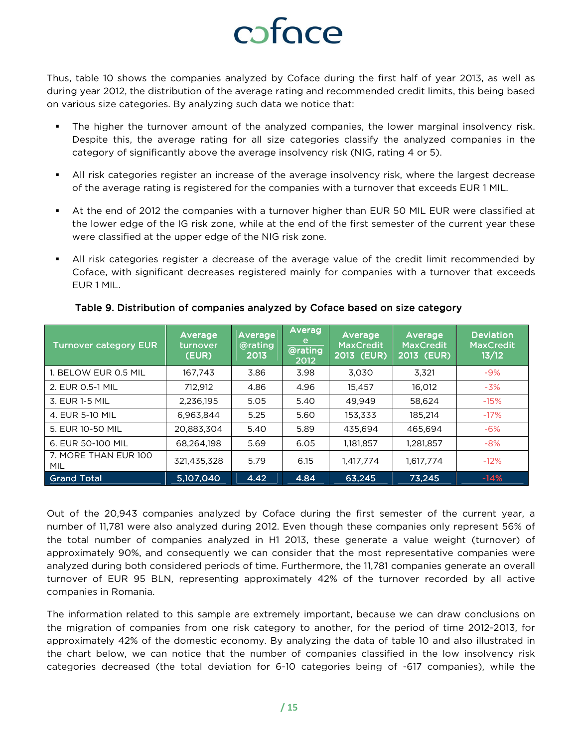Thus, table 10 shows the companies analyzed by Coface during the first half of year 2013, as well as during year 2012, the distribution of the average rating and recommended credit limits, this being based on various size categories. By analyzing such data we notice that:

- The higher the turnover amount of the analyzed companies, the lower marginal insolvency risk. Despite this, the average rating for all size categories classify the analyzed companies in the category of significantly above the average insolvency risk (NIG, rating 4 or 5).
- All risk categories register an increase of the average insolvency risk, where the largest decrease of the average rating is registered for the companies with a turnover that exceeds EUR 1 MIL.
- At the end of 2012 the companies with a turnover higher than EUR 50 MIL EUR were classified at the lower edge of the IG risk zone, while at the end of the first semester of the current year these were classified at the upper edge of the NIG risk zone.
- All risk categories register a decrease of the average value of the credit limit recommended by Coface, with significant decreases registered mainly for companies with a turnover that exceeds EUR 1 MIL.

**Table 9. Distribution of companies analyzed by Coface based on size category**

| Turnover category EUR | Average turnover (EUR) | Average @rating 2013 | Average @rating 2012 | Average MaxCredit 2013 (EUR) | Average MaxCredit 2013 (EUR) | Deviation MaxCredit 13/12 |
|---|---|---|---|---|---|---|
| 1. BELOW EUR 0.5 MIL | 167,743 | 3.86 | 3.98 | 3,030 | 3,321 | -9% |
| 2. EUR 0.5-1 MIL | 712,912 | 4.86 | 4.96 | 15,457 | 16,012 | -3% |
| 3. EUR 1-5 MIL | 2,236,195 | 5.05 | 5.40 | 49,949 | 58,624 | -15% |
| 4. EUR 5-10 MIL | 6,963,844 | 5.25 | 5.60 | 153,333 | 185,214 | -17% |
| 5. EUR 10-50 MIL | 20,883,304 | 5.40 | 5.89 | 435,694 | 465,694 | -6% |
| 6. EUR 50-100 MIL | 68,264,198 | 5.69 | 6.05 | 1,181,857 | 1,281,857 | -8% |
| 7. MORE THAN EUR 100 MIL | 321,435,328 | 5.79 | 6.15 | 1,417,774 | 1,617,774 | -12% |
| **Grand Total** | **5,107,040** | **4.42** | **4.84** | **63,245** | **73,245** | **-14%** |

Out of the 20,943 companies analyzed by Coface during the first semester of the current year, a number of 11,781 were also analyzed during 2012. Even though these companies only represent 56% of the total number of companies analyzed in H1 2013, these generate a value weight (turnover) of approximately 90%, and consequently we can consider that the most representative companies were analyzed during both considered periods of time. Furthermore, the 11,781 companies generate an overall turnover of EUR 95 BLN, representing approximately 42% of the turnover recorded by all active companies in Romania.

The information related to this sample are extremely important, because we can draw conclusions on the migration of companies from one risk category to another, for the period of time 2012-2013, for approximately 42% of the domestic economy. By analyzing the data of table 10 and also illustrated in the chart below, we can notice that the number of companies classified in the low insolvency risk categories decreased (the total deviation for 6-10 categories being of -617 companies), while the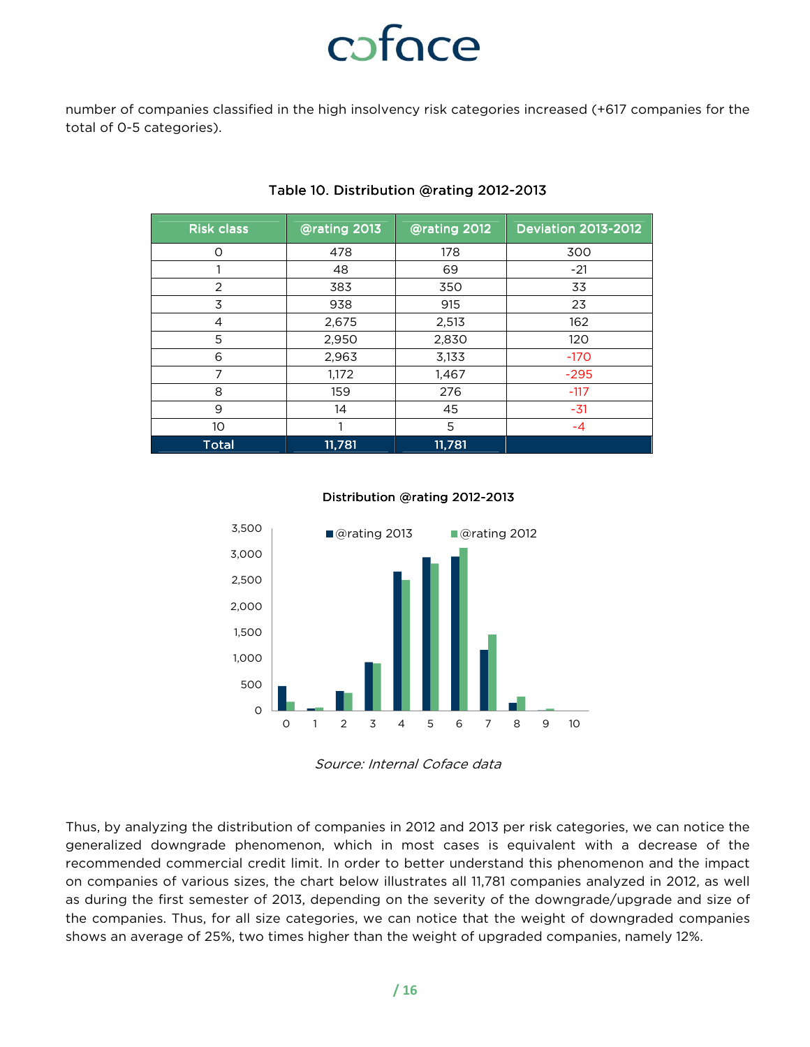number of companies classified in the high insolvency risk categories increased (+617 companies for the total of 0-5 categories).

Table 10. Distribution @rating 2012-2013

| Risk class | @rating 2013 | @rating 2012 | Deviation 2013-2012 |
|---|---|---|---|
| 0 | 478 | 178 | 300 |
| 1 | 48 | 69 | -21 |
| 2 | 383 | 350 | 33 |
| 3 | 938 | 915 | 23 |
| 4 | 2,675 | 2,513 | 162 |
| 5 | 2,950 | 2,830 | 120 |
| 6 | 2,963 | 3,133 | -170 |
| 7 | 1,172 | 1,467 | -295 |
| 8 | 159 | 276 | -117 |
| 9 | 14 | 45 | -31 |
| 10 | 1 | 5 | -4 |
| **Total** | **11,781** | **11,781** | |

Distribution @rating 2012-2013

*Source: Internal Coface data*

Thus, by analyzing the distribution of companies in 2012 and 2013 per risk categories, we can notice the generalized downgrade phenomenon, which in most cases is equivalent with a decrease of the recommended commercial credit limit. In order to better understand this phenomenon and the impact on companies of various sizes, the chart below illustrates all 11,781 companies analyzed in 2012, as well as during the first semester of 2013, depending on the severity of the downgrade/upgrade and size of the companies. Thus, for all size categories, we can notice that the weight of downgraded companies shows an average of 25%, two times higher than the weight of upgraded companies, namely 12%.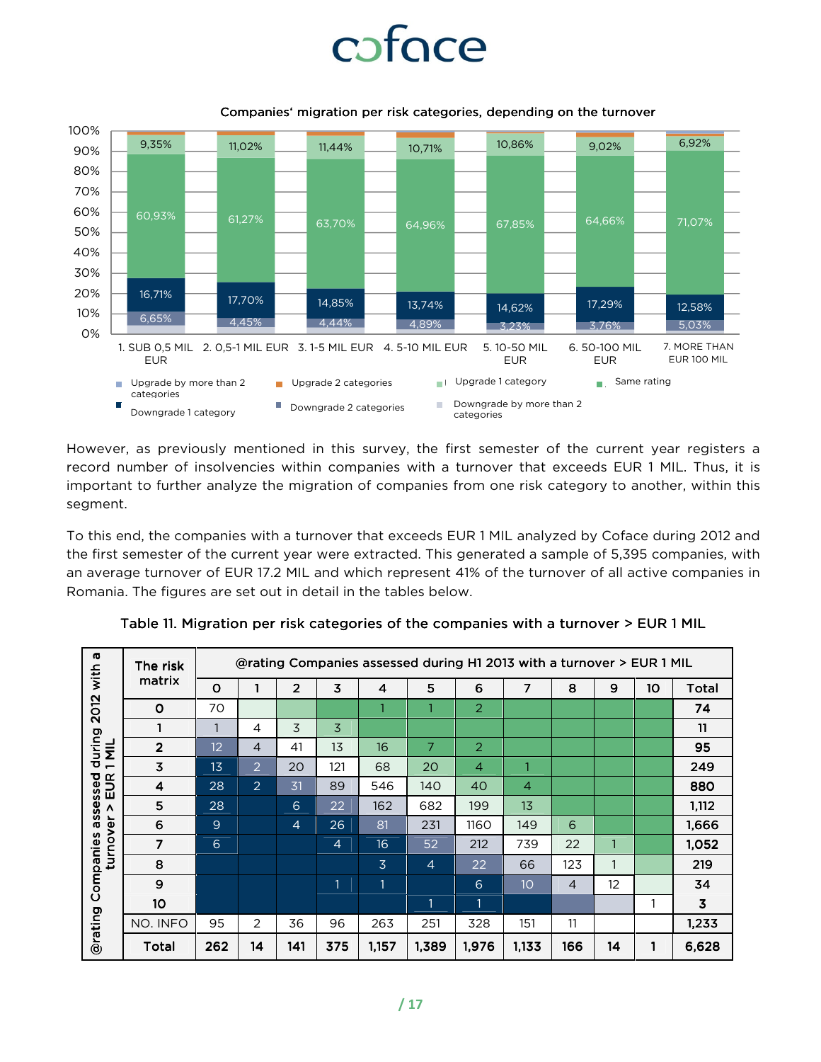**Companies' migration per risk categories, depending on the turnover**

| Turnover | Upgrade 1 category | Same rating | Downgrade 1 category | Downgrade 2 categories |
|---|---|---|---|---|
| 1. SUB 0,5 MIL EUR | 9,35% | 60,93% | 16,71% | 6,65% |
| 2. 0,5-1 MIL EUR | 11,02% | 61,27% | 17,70% | 4,45% |
| 3. 1-5 MIL EUR | 11,44% | 63,70% | 14,85% | 4,44% |
| 4. 5-10 MIL EUR | 10,71% | 64,96% | 13,74% | 4,89% |
| 5. 10-50 MIL EUR | 10,86% | 67,85% | 14,62% | 3,23% |
| 6. 50-100 MIL EUR | 9,02% | 64,66% | 17,29% | 3,76% |
| 7. MORE THAN EUR 100 MIL | 6,92% | 71,07% | 12,58% | 5,03% |

Legend: Upgrade by more than 2 categories; Upgrade 2 categories; Upgrade 1 category; Same rating; Downgrade 1 category; Downgrade 2 categories; Downgrade by more than 2 categories

However, as previously mentioned in this survey, the first semester of the current year registers a record number of insolvencies within companies with a turnover that exceeds EUR 1 MIL. Thus, it is important to further analyze the migration of companies from one risk category to another, within this segment.

To this end, the companies with a turnover that exceeds EUR 1 MIL analyzed by Coface during 2012 and the first semester of the current year were extracted. This generated a sample of 5,395 companies, with an average turnover of EUR 17.2 MIL and which represent 41% of the turnover of all active companies in Romania. The figures are set out in detail in the tables below.

**Table 11. Migration per risk categories of the companies with a turnover > EUR 1 MIL**

| @rating Companies assessed during 2012 with a turnover > EUR 1 MIL / The risk matrix | @rating Companies assessed during H1 2013 with a turnover > EUR 1 MIL | | | | | | | | | | | |
|---|---|---|---|---|---|---|---|---|---|---|---|---|
| | 0 | 1 | 2 | 3 | 4 | 5 | 6 | 7 | 8 | 9 | 10 | Total |
| 0 | 70 | | | | 1 | 1 | 2 | | | | | **74** |
| 1 | 1 | 4 | 3 | 3 | | | | | | | | **11** |
| 2 | 12 | 4 | 41 | 13 | 16 | 7 | 2 | | | | | **95** |
| 3 | 13 | 2 | 20 | 121 | 68 | 20 | 4 | 1 | | | | **249** |
| 4 | 28 | 2 | 31 | 89 | 546 | 140 | 40 | 4 | | | | **880** |
| 5 | 28 | | 6 | 22 | 162 | 682 | 199 | 13 | | | | **1,112** |
| 6 | 9 | | 4 | 26 | 81 | 231 | 1160 | 149 | 6 | | | **1,666** |
| 7 | 6 | | | 4 | 16 | 52 | 212 | 739 | 22 | 1 | | **1,052** |
| 8 | | | | | 3 | 4 | 22 | 66 | 123 | 1 | | **219** |
| 9 | | | | 1 | 1 | | 6 | 10 | 4 | 12 | | **34** |
| 10 | | | | | | 1 | 1 | | | | 1 | **3** |
| NO. INFO | 95 | 2 | 36 | 96 | 263 | 251 | 328 | 151 | 11 | | | **1,233** |
| **Total** | **262** | **14** | **141** | **375** | **1,157** | **1,389** | **1,976** | **1,133** | **166** | **14** | **1** | **6,628** |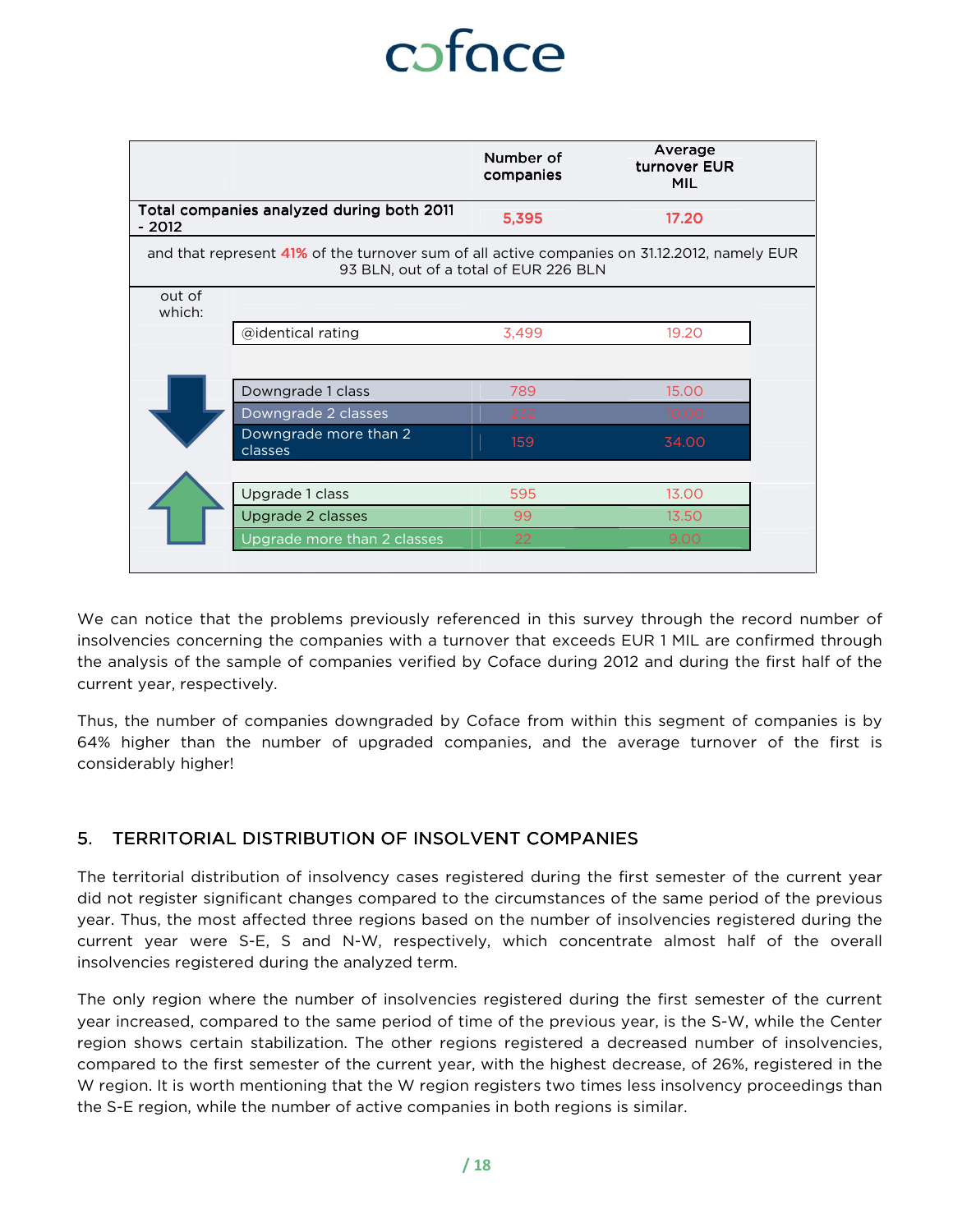| | Number of companies | Average turnover EUR MIL |
|---|---|---|
| **Total companies analyzed during both 2011 - 2012** | **5,395** | **17.20** |
| and that represent 41% of the turnover sum of all active companies on 31.12.2012, namely EUR 93 BLN, out of a total of EUR 226 BLN | | |
| out of which: | | |
| @identical rating | 3,499 | 19.20 |
| Downgrade 1 class | 789 | 15.00 |
| Downgrade 2 classes | 232 | 10.00 |
| Downgrade more than 2 classes | 159 | 34.00 |
| Upgrade 1 class | 595 | 13.00 |
| Upgrade 2 classes | 99 | 13.50 |
| Upgrade more than 2 classes | 22 | 9.00 |

We can notice that the problems previously referenced in this survey through the record number of insolvencies concerning the companies with a turnover that exceeds EUR 1 MIL are confirmed through the analysis of the sample of companies verified by Coface during 2012 and during the first half of the current year, respectively.

Thus, the number of companies downgraded by Coface from within this segment of companies is by 64% higher than the number of upgraded companies, and the average turnover of the first is considerably higher!

## 5. TERRITORIAL DISTRIBUTION OF INSOLVENT COMPANIES

The territorial distribution of insolvency cases registered during the first semester of the current year did not register significant changes compared to the circumstances of the same period of the previous year. Thus, the most affected three regions based on the number of insolvencies registered during the current year were S-E, S and N-W, respectively, which concentrate almost half of the overall insolvencies registered during the analyzed term.

The only region where the number of insolvencies registered during the first semester of the current year increased, compared to the same period of time of the previous year, is the S-W, while the Center region shows certain stabilization. The other regions registered a decreased number of insolvencies, compared to the first semester of the current year, with the highest decrease, of 26%, registered in the W region. It is worth mentioning that the W region registers two times less insolvency proceedings than the S-E region, while the number of active companies in both regions is similar.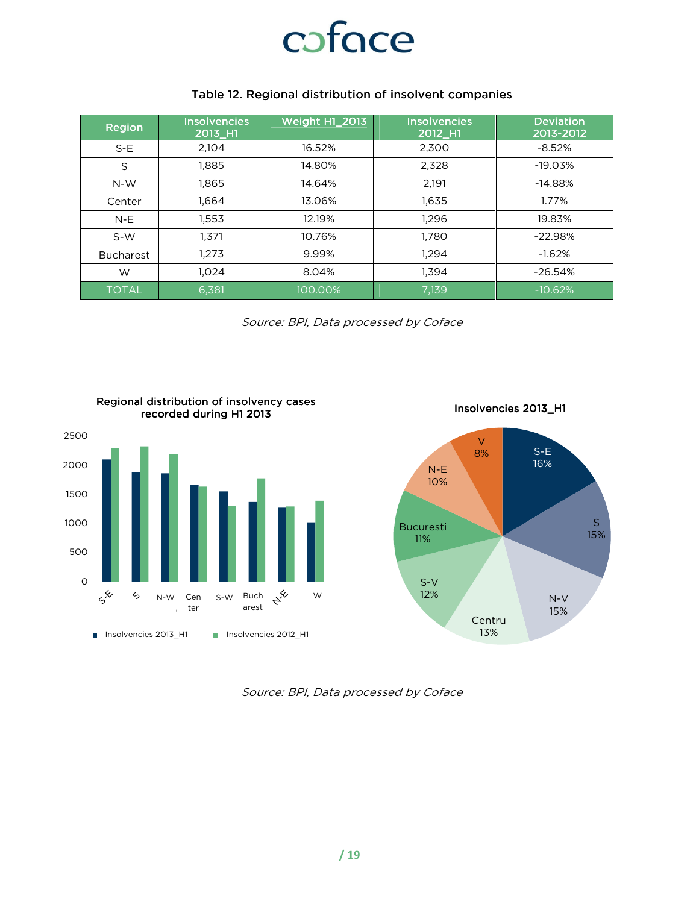Table 12. Regional distribution of insolvent companies

| Region | Insolvencies 2013_H1 | Weight H1_2013 | Insolvencies 2012_H1 | Deviation 2013-2012 |
|---|---|---|---|---|
| S-E | 2,104 | 16.52% | 2,300 | -8.52% |
| S | 1,885 | 14.80% | 2,328 | -19.03% |
| N-W | 1,865 | 14.64% | 2,191 | -14.88% |
| Center | 1,664 | 13.06% | 1,635 | 1.77% |
| N-E | 1,553 | 12.19% | 1,296 | 19.83% |
| S-W | 1,371 | 10.76% | 1,780 | -22.98% |
| Bucharest | 1,273 | 9.99% | 1,294 | -1.62% |
| W | 1,024 | 8.04% | 1,394 | -26.54% |
| TOTAL | 6,381 | 100.00% | 7,139 | -10.62% |

*Source: BPI, Data processed by Coface*

Regional distribution of insolvency cases recorded during H1 2013

Insolvencies 2013_H1

*Source: BPI, Data processed by Coface*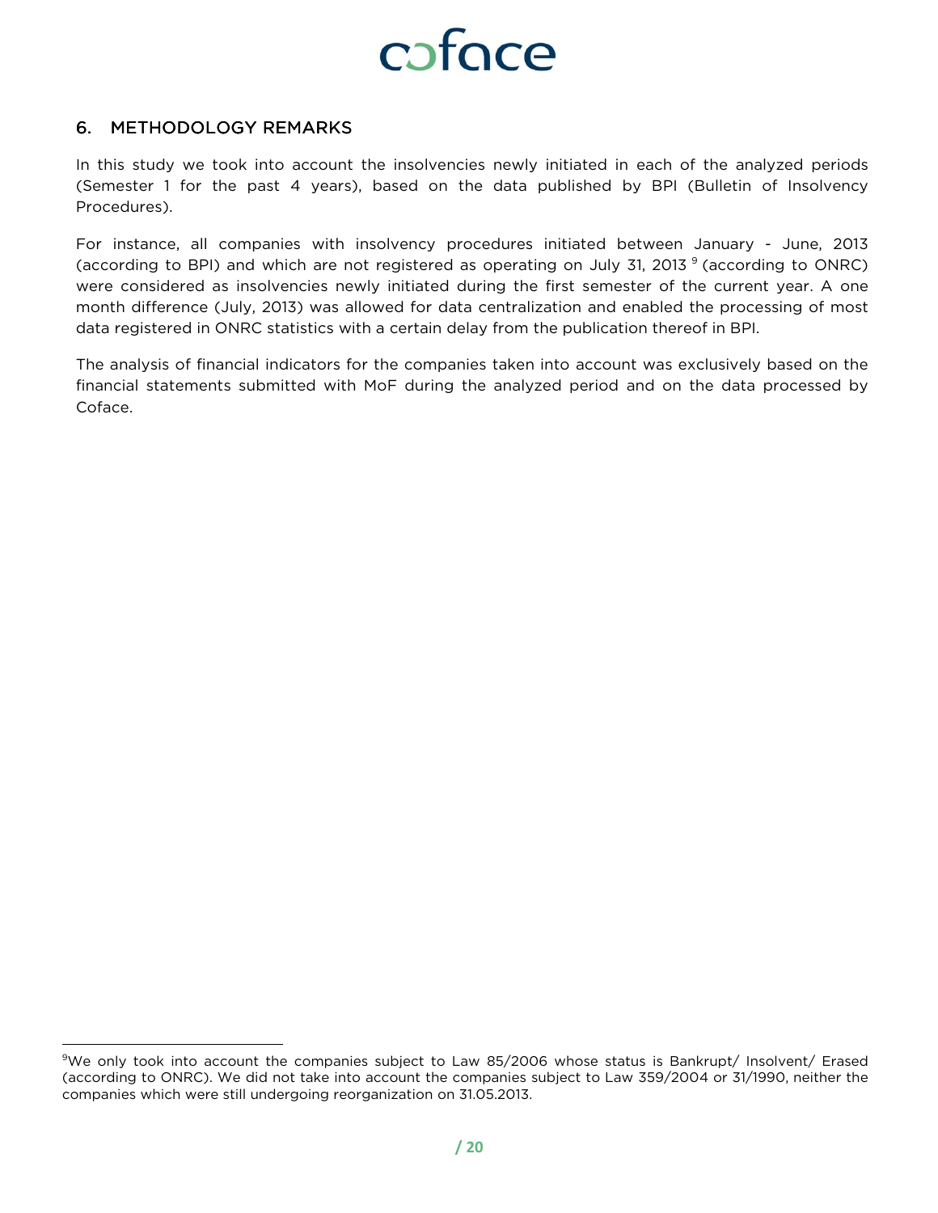## 6. METHODOLOGY REMARKS

In this study we took into account the insolvencies newly initiated in each of the analyzed periods (Semester 1 for the past 4 years), based on the data published by BPI (Bulletin of Insolvency Procedures).

For instance, all companies with insolvency procedures initiated between January - June, 2013 (according to BPI) and which are not registered as operating on July 31, 2013 [9] (according to ONRC) were considered as insolvencies newly initiated during the first semester of the current year. A one month difference (July, 2013) was allowed for data centralization and enabled the processing of most data registered in ONRC statistics with a certain delay from the publication thereof in BPI.

The analysis of financial indicators for the companies taken into account was exclusively based on the financial statements submitted with MoF during the analyzed period and on the data processed by Coface.

---

[9] We only took into account the companies subject to Law 85/2006 whose status is Bankrupt/ Insolvent/ Erased (according to ONRC). We did not take into account the companies subject to Law 359/2004 or 31/1990, neither the companies which were still undergoing reorganization on 31.05.2013.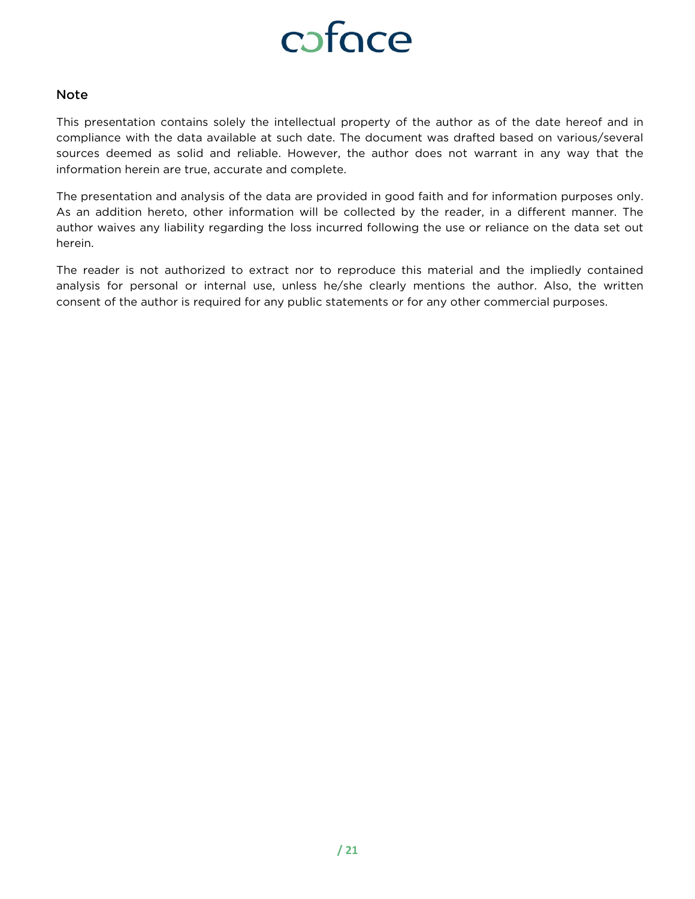## Note

This presentation contains solely the intellectual property of the author as of the date hereof and in compliance with the data available at such date. The document was drafted based on various/several sources deemed as solid and reliable. However, the author does not warrant in any way that the information herein are true, accurate and complete.

The presentation and analysis of the data are provided in good faith and for information purposes only. As an addition hereto, other information will be collected by the reader, in a different manner. The author waives any liability regarding the loss incurred following the use or reliance on the data set out herein.

The reader is not authorized to extract nor to reproduce this material and the impliedly contained analysis for personal or internal use, unless he/she clearly mentions the author. Also, the written consent of the author is required for any public statements or for any other commercial purposes.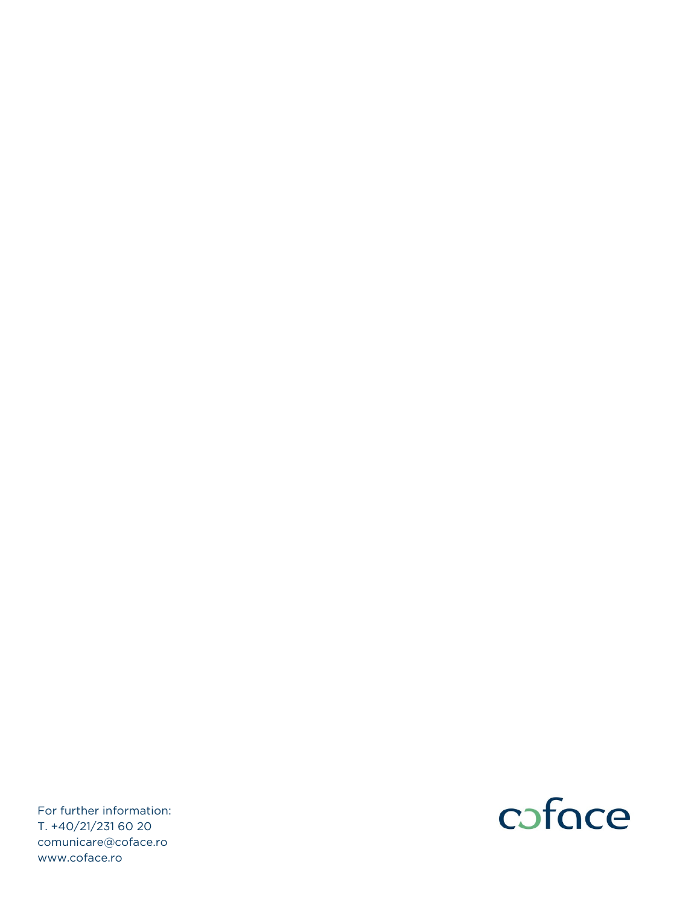For further information:
T. +40/21/231 60 20
comunicare@coface.ro
www.coface.ro

coface